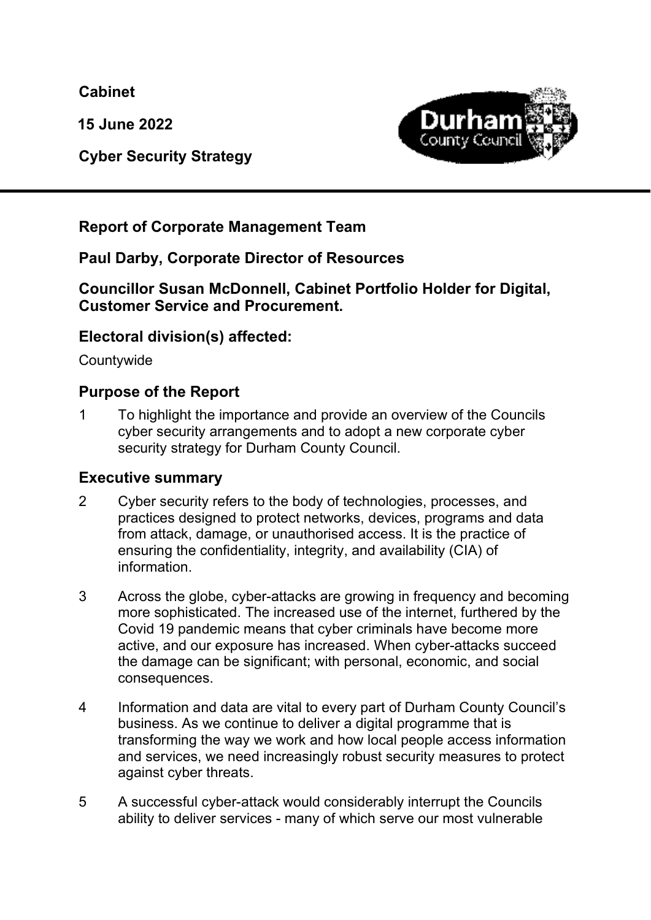**Cabinet**

**15 June 2022**

**Cyber Security Strategy**

---

**Report of Corporate Management Team**

**Paul Darby, Corporate Director of Resources**

**Councillor Susan McDonnell, Cabinet Portfolio Holder for Digital, Customer Service and Procurement.**

## Electoral division(s) affected:

Countywide

## Purpose of the Report

1 To highlight the importance and provide an overview of the Councils cyber security arrangements and to adopt a new corporate cyber security strategy for Durham County Council.

## Executive summary

2 Cyber security refers to the body of technologies, processes, and practices designed to protect networks, devices, programs and data from attack, damage, or unauthorised access. It is the practice of ensuring the confidentiality, integrity, and availability (CIA) of information.

3 Across the globe, cyber-attacks are growing in frequency and becoming more sophisticated. The increased use of the internet, furthered by the Covid 19 pandemic means that cyber criminals have become more active, and our exposure has increased. When cyber-attacks succeed the damage can be significant; with personal, economic, and social consequences.

4 Information and data are vital to every part of Durham County Council's business. As we continue to deliver a digital programme that is transforming the way we work and how local people access information and services, we need increasingly robust security measures to protect against cyber threats.

5 A successful cyber-attack would considerably interrupt the Councils ability to deliver services - many of which serve our most vulnerable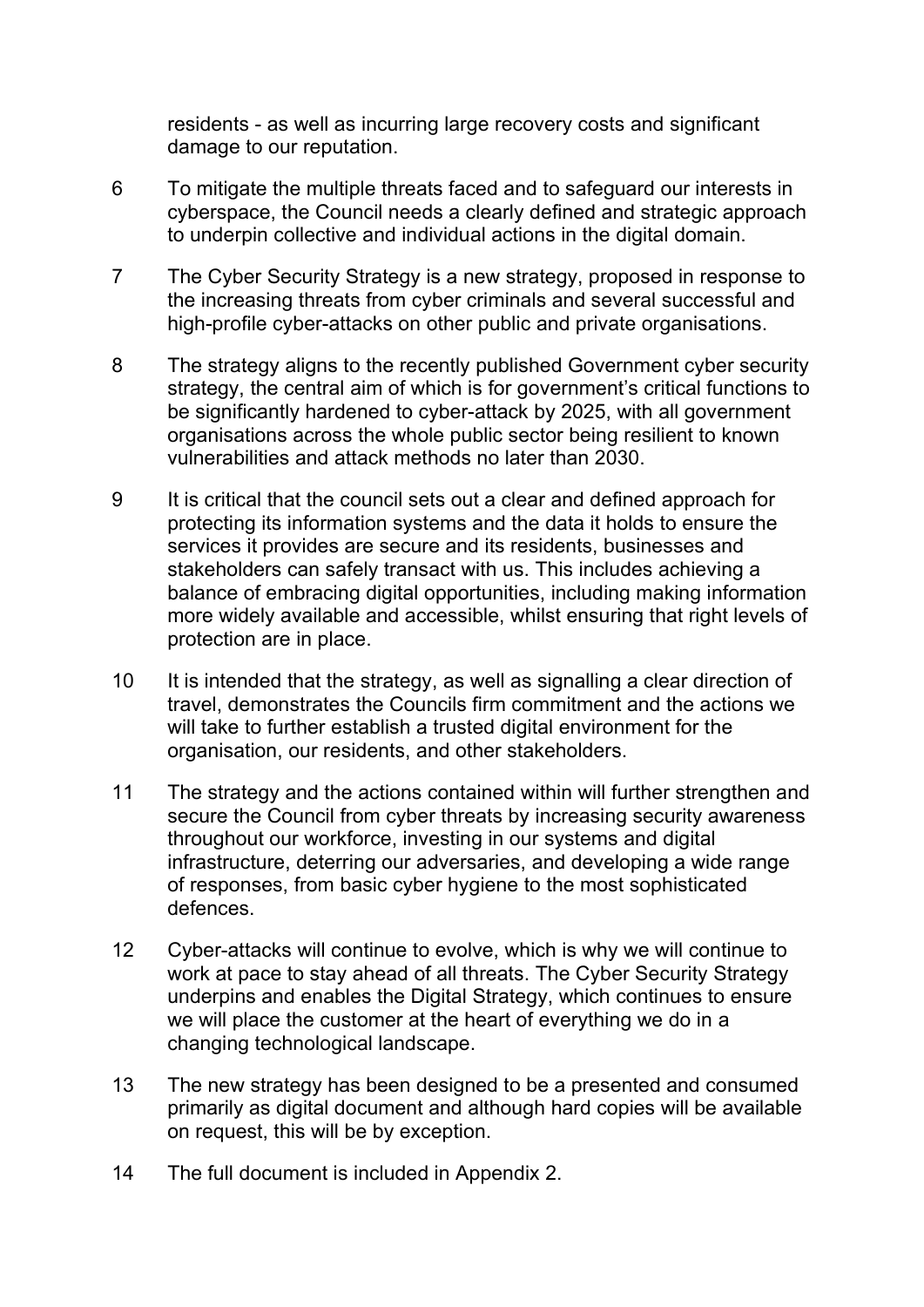residents - as well as incurring large recovery costs and significant damage to our reputation.

6 To mitigate the multiple threats faced and to safeguard our interests in cyberspace, the Council needs a clearly defined and strategic approach to underpin collective and individual actions in the digital domain.

7 The Cyber Security Strategy is a new strategy, proposed in response to the increasing threats from cyber criminals and several successful and high-profile cyber-attacks on other public and private organisations.

8 The strategy aligns to the recently published Government cyber security strategy, the central aim of which is for government's critical functions to be significantly hardened to cyber-attack by 2025, with all government organisations across the whole public sector being resilient to known vulnerabilities and attack methods no later than 2030.

9 It is critical that the council sets out a clear and defined approach for protecting its information systems and the data it holds to ensure the services it provides are secure and its residents, businesses and stakeholders can safely transact with us. This includes achieving a balance of embracing digital opportunities, including making information more widely available and accessible, whilst ensuring that right levels of protection are in place.

10 It is intended that the strategy, as well as signalling a clear direction of travel, demonstrates the Councils firm commitment and the actions we will take to further establish a trusted digital environment for the organisation, our residents, and other stakeholders.

11 The strategy and the actions contained within will further strengthen and secure the Council from cyber threats by increasing security awareness throughout our workforce, investing in our systems and digital infrastructure, deterring our adversaries, and developing a wide range of responses, from basic cyber hygiene to the most sophisticated defences.

12 Cyber-attacks will continue to evolve, which is why we will continue to work at pace to stay ahead of all threats. The Cyber Security Strategy underpins and enables the Digital Strategy, which continues to ensure we will place the customer at the heart of everything we do in a changing technological landscape.

13 The new strategy has been designed to be a presented and consumed primarily as digital document and although hard copies will be available on request, this will be by exception.

14 The full document is included in Appendix 2.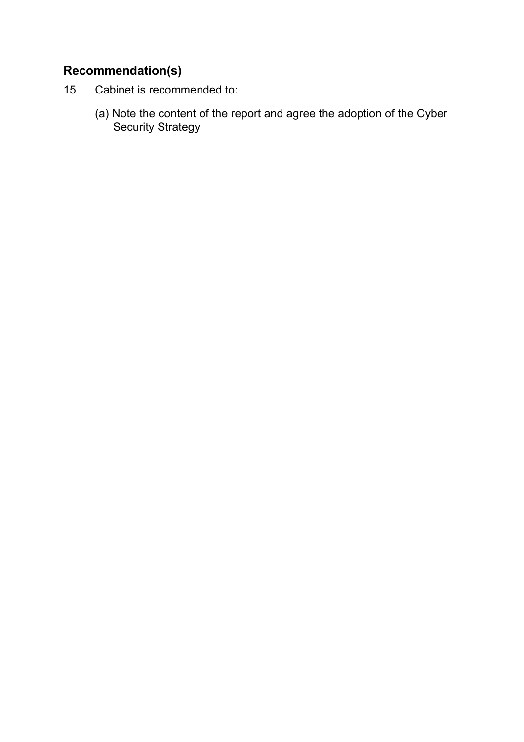## Recommendation(s)

15 Cabinet is recommended to:

(a) Note the content of the report and agree the adoption of the Cyber Security Strategy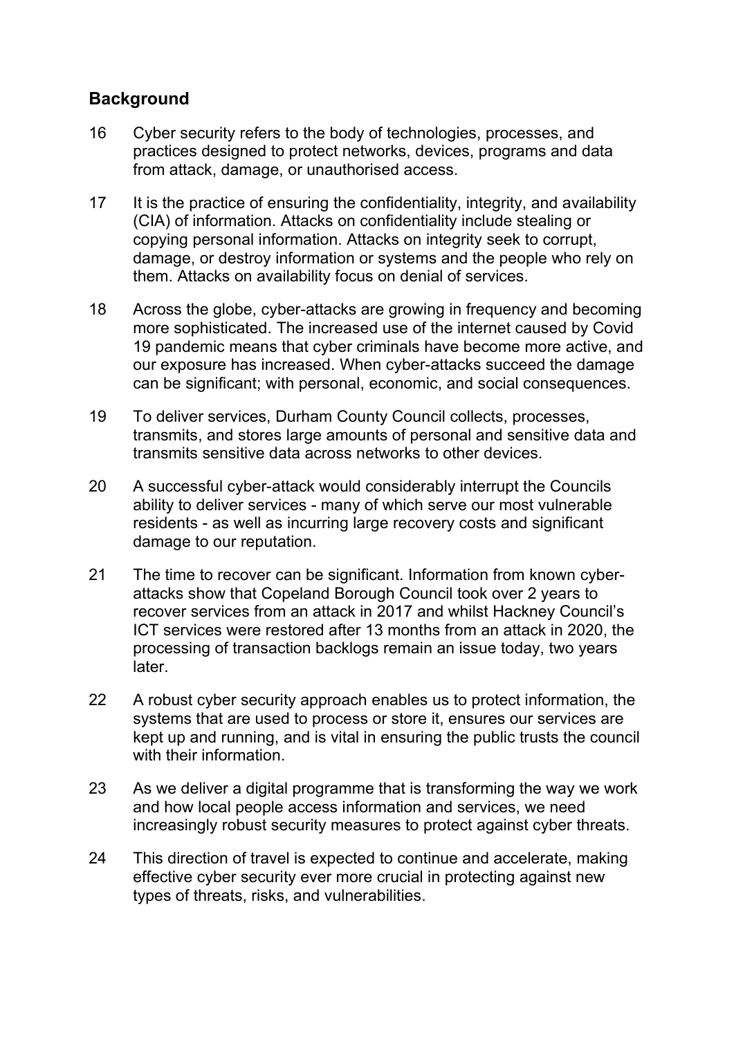## Background

16 Cyber security refers to the body of technologies, processes, and practices designed to protect networks, devices, programs and data from attack, damage, or unauthorised access.

17 It is the practice of ensuring the confidentiality, integrity, and availability (CIA) of information. Attacks on confidentiality include stealing or copying personal information. Attacks on integrity seek to corrupt, damage, or destroy information or systems and the people who rely on them. Attacks on availability focus on denial of services.

18 Across the globe, cyber-attacks are growing in frequency and becoming more sophisticated. The increased use of the internet caused by Covid 19 pandemic means that cyber criminals have become more active, and our exposure has increased. When cyber-attacks succeed the damage can be significant; with personal, economic, and social consequences.

19 To deliver services, Durham County Council collects, processes, transmits, and stores large amounts of personal and sensitive data and transmits sensitive data across networks to other devices.

20 A successful cyber-attack would considerably interrupt the Councils ability to deliver services - many of which serve our most vulnerable residents - as well as incurring large recovery costs and significant damage to our reputation.

21 The time to recover can be significant. Information from known cyber-attacks show that Copeland Borough Council took over 2 years to recover services from an attack in 2017 and whilst Hackney Council's ICT services were restored after 13 months from an attack in 2020, the processing of transaction backlogs remain an issue today, two years later.

22 A robust cyber security approach enables us to protect information, the systems that are used to process or store it, ensures our services are kept up and running, and is vital in ensuring the public trusts the council with their information.

23 As we deliver a digital programme that is transforming the way we work and how local people access information and services, we need increasingly robust security measures to protect against cyber threats.

24 This direction of travel is expected to continue and accelerate, making effective cyber security ever more crucial in protecting against new types of threats, risks, and vulnerabilities.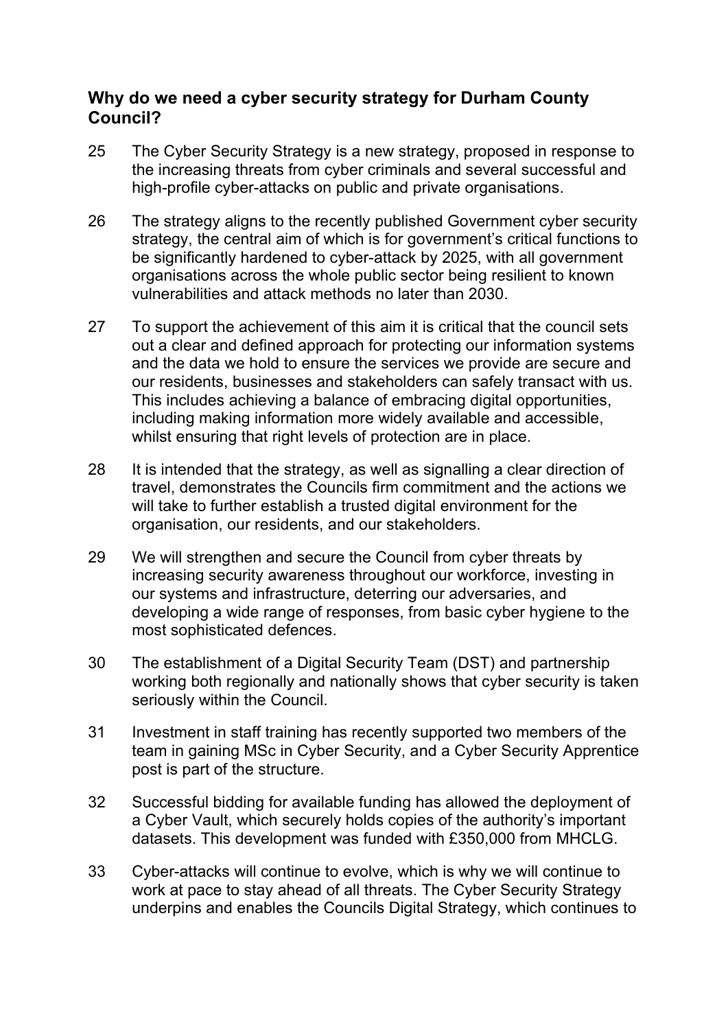## Why do we need a cyber security strategy for Durham County Council?

25 The Cyber Security Strategy is a new strategy, proposed in response to the increasing threats from cyber criminals and several successful and high-profile cyber-attacks on public and private organisations.

26 The strategy aligns to the recently published Government cyber security strategy, the central aim of which is for government's critical functions to be significantly hardened to cyber-attack by 2025, with all government organisations across the whole public sector being resilient to known vulnerabilities and attack methods no later than 2030.

27 To support the achievement of this aim it is critical that the council sets out a clear and defined approach for protecting our information systems and the data we hold to ensure the services we provide are secure and our residents, businesses and stakeholders can safely transact with us. This includes achieving a balance of embracing digital opportunities, including making information more widely available and accessible, whilst ensuring that right levels of protection are in place.

28 It is intended that the strategy, as well as signalling a clear direction of travel, demonstrates the Councils firm commitment and the actions we will take to further establish a trusted digital environment for the organisation, our residents, and our stakeholders.

29 We will strengthen and secure the Council from cyber threats by increasing security awareness throughout our workforce, investing in our systems and infrastructure, deterring our adversaries, and developing a wide range of responses, from basic cyber hygiene to the most sophisticated defences.

30 The establishment of a Digital Security Team (DST) and partnership working both regionally and nationally shows that cyber security is taken seriously within the Council.

31 Investment in staff training has recently supported two members of the team in gaining MSc in Cyber Security, and a Cyber Security Apprentice post is part of the structure.

32 Successful bidding for available funding has allowed the deployment of a Cyber Vault, which securely holds copies of the authority's important datasets. This development was funded with £350,000 from MHCLG.

33 Cyber-attacks will continue to evolve, which is why we will continue to work at pace to stay ahead of all threats. The Cyber Security Strategy underpins and enables the Councils Digital Strategy, which continues to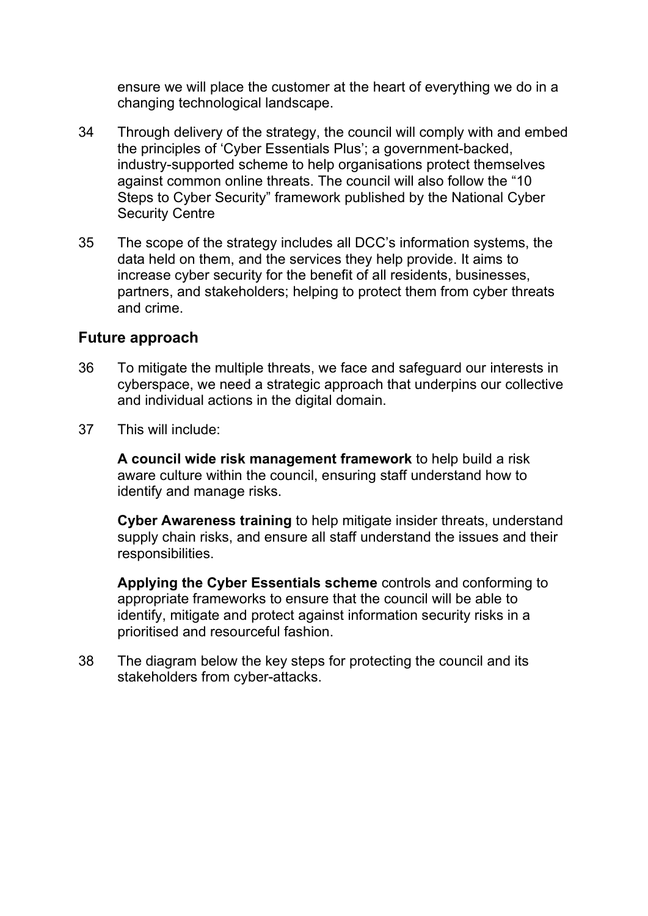ensure we will place the customer at the heart of everything we do in a changing technological landscape.

34 Through delivery of the strategy, the council will comply with and embed the principles of 'Cyber Essentials Plus'; a government-backed, industry-supported scheme to help organisations protect themselves against common online threats. The council will also follow the "10 Steps to Cyber Security" framework published by the National Cyber Security Centre

35 The scope of the strategy includes all DCC's information systems, the data held on them, and the services they help provide. It aims to increase cyber security for the benefit of all residents, businesses, partners, and stakeholders; helping to protect them from cyber threats and crime.

## Future approach

36 To mitigate the multiple threats, we face and safeguard our interests in cyberspace, we need a strategic approach that underpins our collective and individual actions in the digital domain.

37 This will include:

**A council wide risk management framework** to help build a risk aware culture within the council, ensuring staff understand how to identify and manage risks.

**Cyber Awareness training** to help mitigate insider threats, understand supply chain risks, and ensure all staff understand the issues and their responsibilities.

**Applying the Cyber Essentials scheme** controls and conforming to appropriate frameworks to ensure that the council will be able to identify, mitigate and protect against information security risks in a prioritised and resourceful fashion.

38 The diagram below the key steps for protecting the council and its stakeholders from cyber-attacks.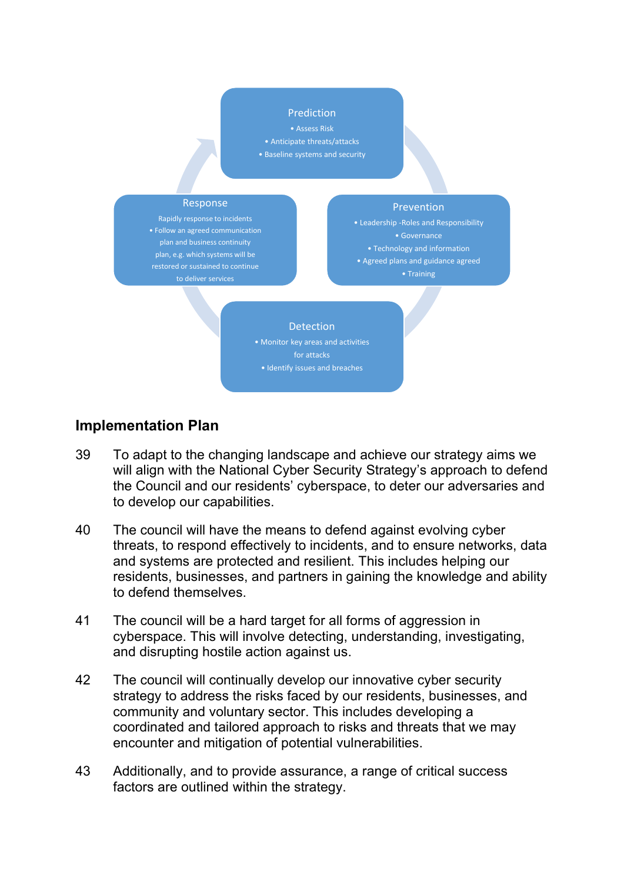**Prediction**
- Assess Risk
- Anticipate threats/attacks
- Baseline systems and security

**Prevention**
- Leadership -Roles and Responsibility
- Governance
- Technology and information
- Agreed plans and guidance agreed
- Training

**Detection**
- Monitor key areas and activities for attacks
- Identify issues and breaches

**Response**

Rapidly response to incidents
- Follow an agreed communication plan and business continuity plan, e.g. which systems will be restored or sustained to continue to deliver services

## Implementation Plan

39 To adapt to the changing landscape and achieve our strategy aims we will align with the National Cyber Security Strategy's approach to defend the Council and our residents' cyberspace, to deter our adversaries and to develop our capabilities.

40 The council will have the means to defend against evolving cyber threats, to respond effectively to incidents, and to ensure networks, data and systems are protected and resilient. This includes helping our residents, businesses, and partners in gaining the knowledge and ability to defend themselves.

41 The council will be a hard target for all forms of aggression in cyberspace. This will involve detecting, understanding, investigating, and disrupting hostile action against us.

42 The council will continually develop our innovative cyber security strategy to address the risks faced by our residents, businesses, and community and voluntary sector. This includes developing a coordinated and tailored approach to risks and threats that we may encounter and mitigation of potential vulnerabilities.

43 Additionally, and to provide assurance, a range of critical success factors are outlined within the strategy.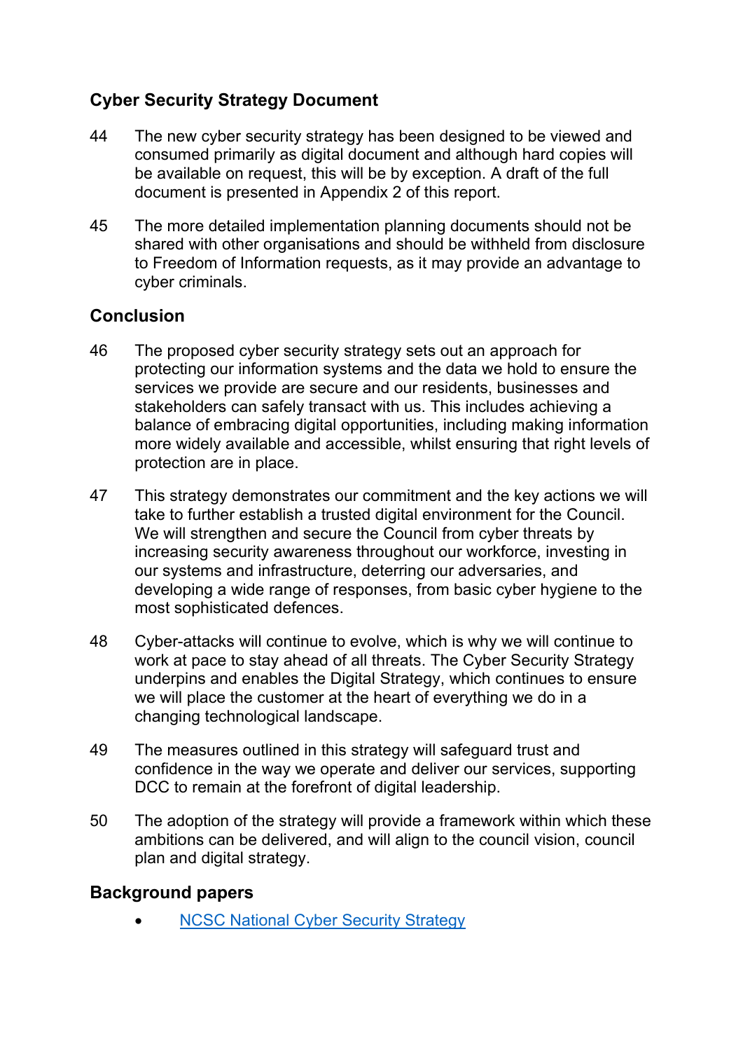## Cyber Security Strategy Document

44 The new cyber security strategy has been designed to be viewed and consumed primarily as digital document and although hard copies will be available on request, this will be by exception. A draft of the full document is presented in Appendix 2 of this report.

45 The more detailed implementation planning documents should not be shared with other organisations and should be withheld from disclosure to Freedom of Information requests, as it may provide an advantage to cyber criminals.

## Conclusion

46 The proposed cyber security strategy sets out an approach for protecting our information systems and the data we hold to ensure the services we provide are secure and our residents, businesses and stakeholders can safely transact with us. This includes achieving a balance of embracing digital opportunities, including making information more widely available and accessible, whilst ensuring that right levels of protection are in place.

47 This strategy demonstrates our commitment and the key actions we will take to further establish a trusted digital environment for the Council. We will strengthen and secure the Council from cyber threats by increasing security awareness throughout our workforce, investing in our systems and infrastructure, deterring our adversaries, and developing a wide range of responses, from basic cyber hygiene to the most sophisticated defences.

48 Cyber-attacks will continue to evolve, which is why we will continue to work at pace to stay ahead of all threats. The Cyber Security Strategy underpins and enables the Digital Strategy, which continues to ensure we will place the customer at the heart of everything we do in a changing technological landscape.

49 The measures outlined in this strategy will safeguard trust and confidence in the way we operate and deliver our services, supporting DCC to remain at the forefront of digital leadership.

50 The adoption of the strategy will provide a framework within which these ambitions can be delivered, and will align to the council vision, council plan and digital strategy.

## Background papers

- NCSC National Cyber Security Strategy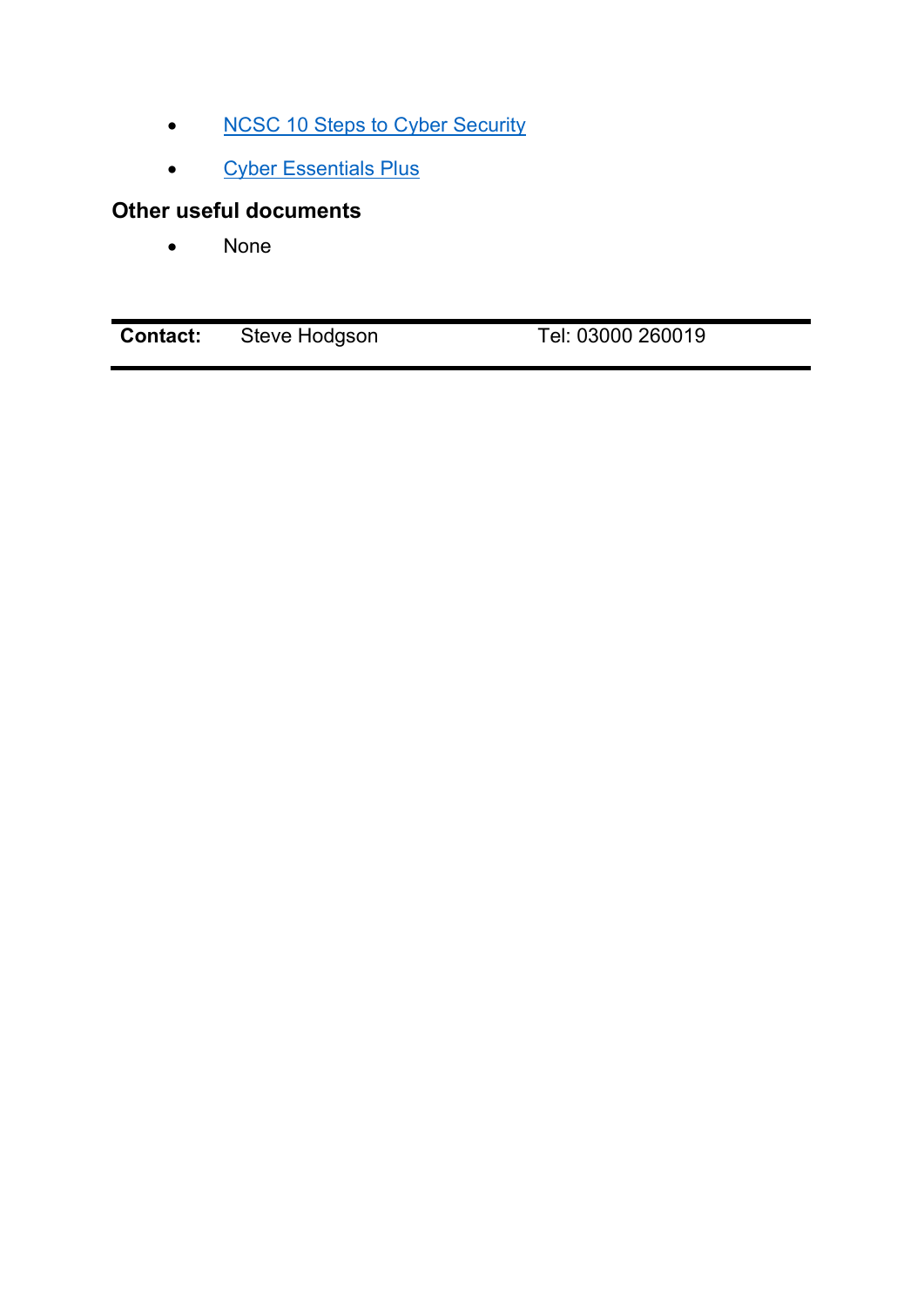- NCSC 10 Steps to Cyber Security
- Cyber Essentials Plus

### Other useful documents

- None

| **Contact:** | Steve Hodgson | Tel: 03000 260019 |
| --- | --- | --- |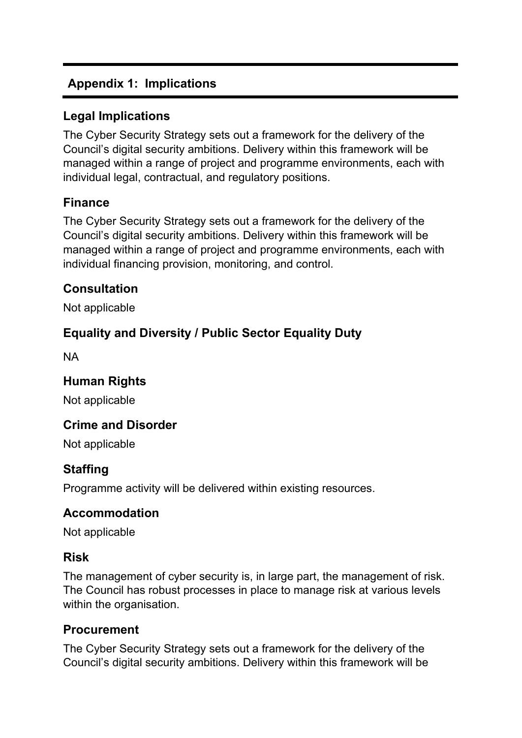## Appendix 1: Implications

### Legal Implications

The Cyber Security Strategy sets out a framework for the delivery of the Council's digital security ambitions. Delivery within this framework will be managed within a range of project and programme environments, each with individual legal, contractual, and regulatory positions.

### Finance

The Cyber Security Strategy sets out a framework for the delivery of the Council's digital security ambitions. Delivery within this framework will be managed within a range of project and programme environments, each with individual financing provision, monitoring, and control.

### Consultation

Not applicable

### Equality and Diversity / Public Sector Equality Duty

NA

### Human Rights

Not applicable

### Crime and Disorder

Not applicable

### Staffing

Programme activity will be delivered within existing resources.

### Accommodation

Not applicable

### Risk

The management of cyber security is, in large part, the management of risk. The Council has robust processes in place to manage risk at various levels within the organisation.

### Procurement

The Cyber Security Strategy sets out a framework for the delivery of the Council's digital security ambitions. Delivery within this framework will be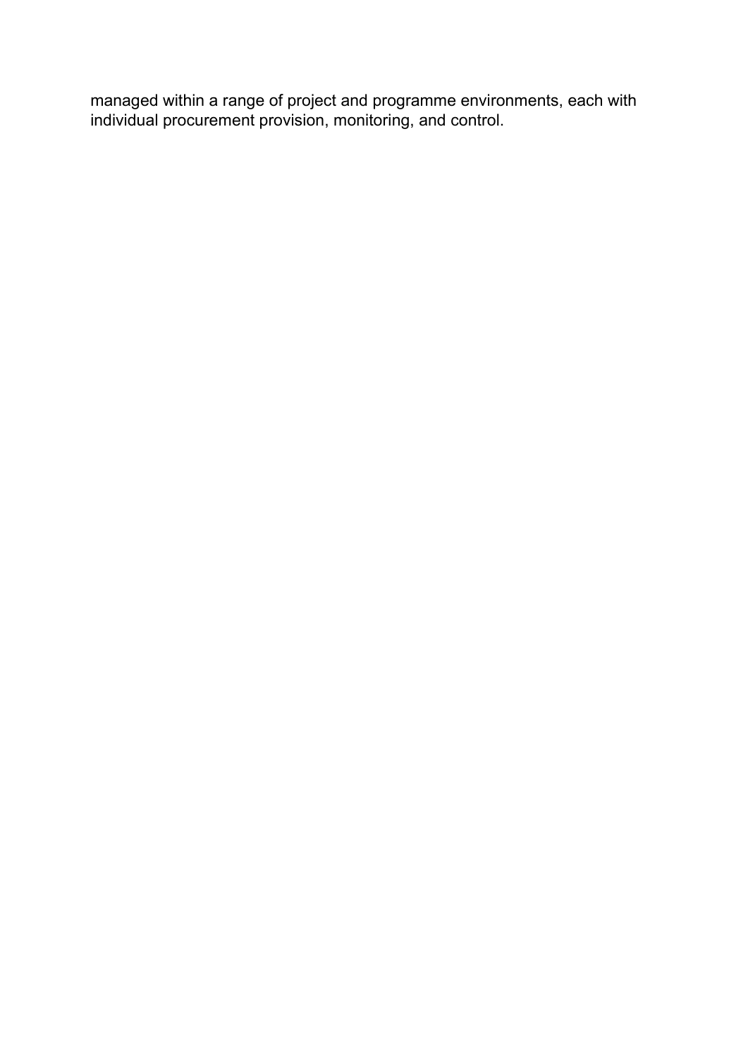managed within a range of project and programme environments, each with individual procurement provision, monitoring, and control.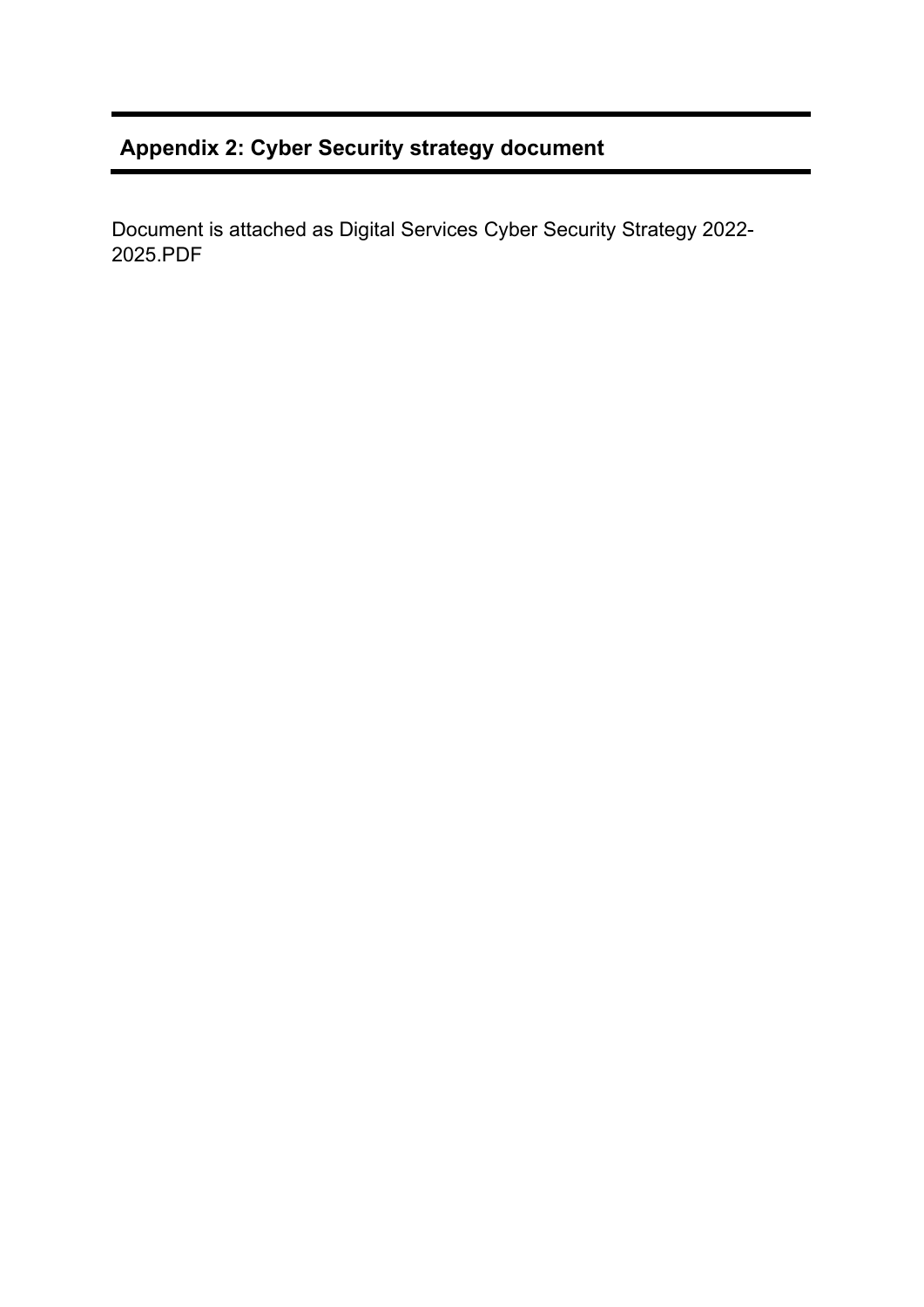## Appendix 2: Cyber Security strategy document

Document is attached as Digital Services Cyber Security Strategy 2022-2025.PDF